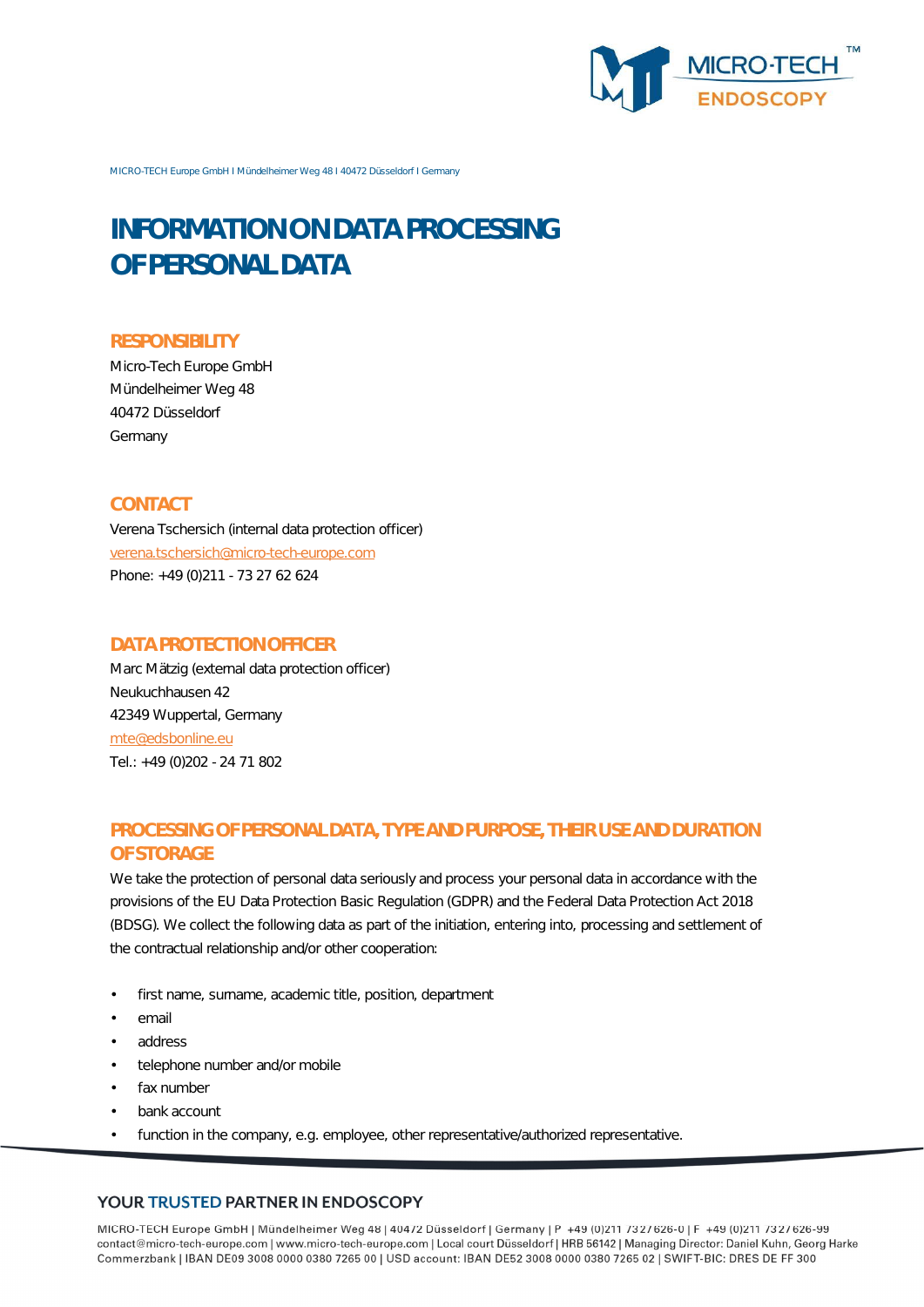MICRO-TECH Europe GmbH I Mündelheimer Weg 48 I 40472 Düsseldorf I Germany

# INFORMATION ON DATA PROCESSING OF PERSONAL DATA

## RESPONSIBILITY

Micro-Tech Europe GmbH
Mündelheimer Weg 48
40472 Düsseldorf
Germany

## CONTACT

Verena Tschersich (internal data protection officer)
verena.tschersich@micro-tech-europe.com
Phone: +49 (0)211 - 73 27 62 624

## DATA PROTECTION OFFICER

Marc Mätzig (external data protection officer)
Neukuchhausen 42
42349 Wuppertal, Germany
mte@edsbonline.eu
Tel.: +49 (0)202 - 24 71 802

## PROCESSING OF PERSONAL DATA, TYPE AND PURPOSE, THEIR USE AND DURATION OF STORAGE

We take the protection of personal data seriously and process your personal data in accordance with the provisions of the EU Data Protection Basic Regulation (GDPR) and the Federal Data Protection Act 2018 (BDSG). We collect the following data as part of the initiation, entering into, processing and settlement of the contractual relationship and/or other cooperation:

- first name, surname, academic title, position, department
- email
- address
- telephone number and/or mobile
- fax number
- bank account
- function in the company, e.g. employee, other representative/authorized representative.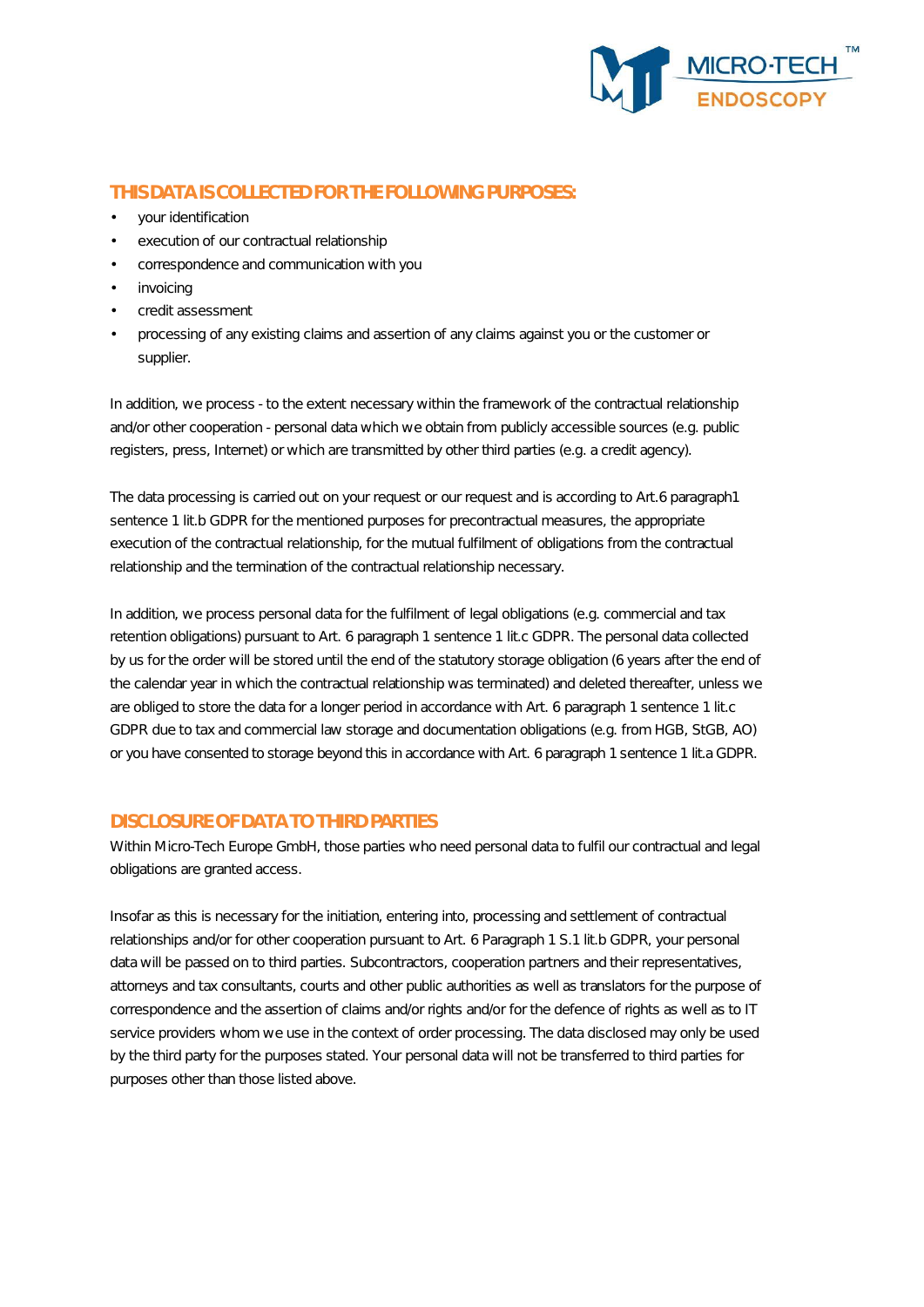## THIS DATA IS COLLECTED FOR THE FOLLOWING PURPOSES:

- your identification
- execution of our contractual relationship
- correspondence and communication with you
- invoicing
- credit assessment
- processing of any existing claims and assertion of any claims against you or the customer or supplier.

In addition, we process - to the extent necessary within the framework of the contractual relationship and/or other cooperation - personal data which we obtain from publicly accessible sources (e.g. public registers, press, Internet) or which are transmitted by other third parties (e.g. a credit agency).

The data processing is carried out on your request or our request and is according to Art.6 paragraph1 sentence 1 lit.b GDPR for the mentioned purposes for precontractual measures, the appropriate execution of the contractual relationship, for the mutual fulfilment of obligations from the contractual relationship and the termination of the contractual relationship necessary.

In addition, we process personal data for the fulfilment of legal obligations (e.g. commercial and tax retention obligations) pursuant to Art. 6 paragraph 1 sentence 1 lit.c GDPR. The personal data collected by us for the order will be stored until the end of the statutory storage obligation (6 years after the end of the calendar year in which the contractual relationship was terminated) and deleted thereafter, unless we are obliged to store the data for a longer period in accordance with Art. 6 paragraph 1 sentence 1 lit.c GDPR due to tax and commercial law storage and documentation obligations (e.g. from HGB, StGB, AO) or you have consented to storage beyond this in accordance with Art. 6 paragraph 1 sentence 1 lit.a GDPR.

## DISCLOSURE OF DATA TO THIRD PARTIES

Within Micro-Tech Europe GmbH, those parties who need personal data to fulfil our contractual and legal obligations are granted access.

Insofar as this is necessary for the initiation, entering into, processing and settlement of contractual relationships and/or for other cooperation pursuant to Art. 6 Paragraph 1 S.1 lit.b GDPR, your personal data will be passed on to third parties. Subcontractors, cooperation partners and their representatives, attorneys and tax consultants, courts and other public authorities as well as translators for the purpose of correspondence and the assertion of claims and/or rights and/or for the defence of rights as well as to IT service providers whom we use in the context of order processing. The data disclosed may only be used by the third party for the purposes stated. Your personal data will not be transferred to third parties for purposes other than those listed above.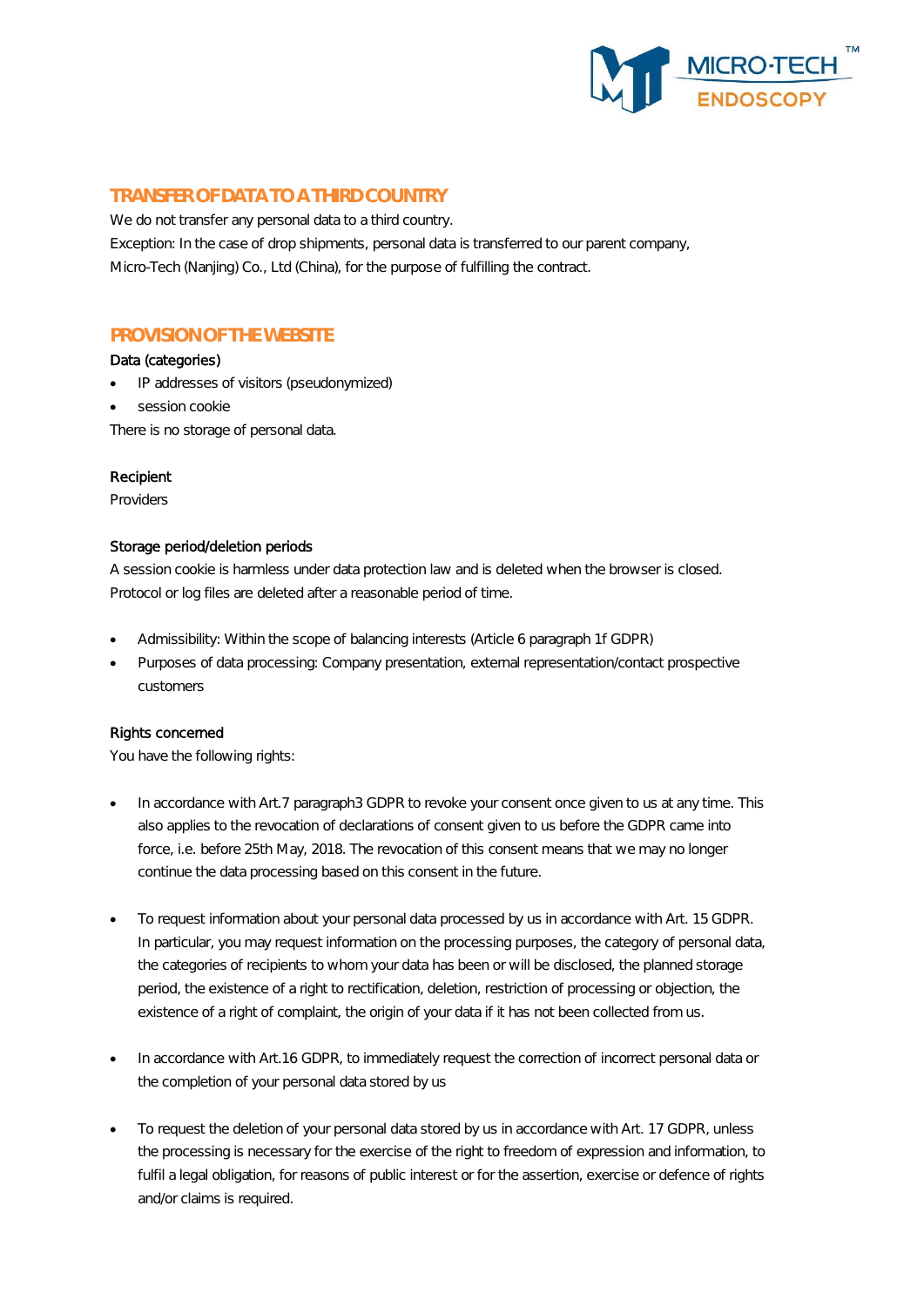## TRANSFER OF DATA TO A THIRD COUNTRY

We do not transfer any personal data to a third country.
Exception: In the case of drop shipments, personal data is transferred to our parent company, Micro-Tech (Nanjing) Co., Ltd (China), for the purpose of fulfilling the contract.

## PROVISION OF THE WEBSITE

Data (categories)

- IP addresses of visitors (pseudonymized)
- session cookie

There is no storage of personal data.

Recipient

Providers

Storage period/deletion periods

A session cookie is harmless under data protection law and is deleted when the browser is closed.
Protocol or log files are deleted after a reasonable period of time.

- Admissibility: Within the scope of balancing interests (Article 6 paragraph 1f GDPR)
- Purposes of data processing: Company presentation, external representation/contact prospective customers

Rights concerned

You have the following rights:

- In accordance with Art.7 paragraph3 GDPR to revoke your consent once given to us at any time. This also applies to the revocation of declarations of consent given to us before the GDPR came into force, i.e. before 25th May, 2018. The revocation of this consent means that we may no longer continue the data processing based on this consent in the future.

- To request information about your personal data processed by us in accordance with Art. 15 GDPR. In particular, you may request information on the processing purposes, the category of personal data, the categories of recipients to whom your data has been or will be disclosed, the planned storage period, the existence of a right to rectification, deletion, restriction of processing or objection, the existence of a right of complaint, the origin of your data if it has not been collected from us.

- In accordance with Art.16 GDPR, to immediately request the correction of incorrect personal data or the completion of your personal data stored by us

- To request the deletion of your personal data stored by us in accordance with Art. 17 GDPR, unless the processing is necessary for the exercise of the right to freedom of expression and information, to fulfil a legal obligation, for reasons of public interest or for the assertion, exercise or defence of rights and/or claims is required.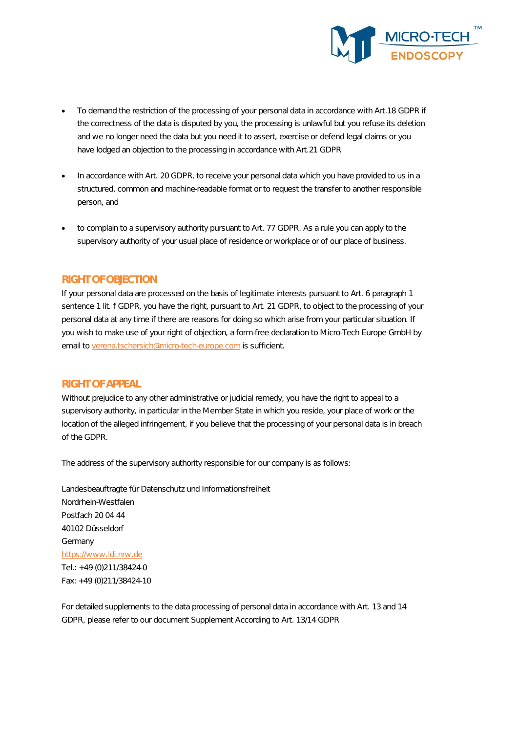- To demand the restriction of the processing of your personal data in accordance with Art.18 GDPR if the correctness of the data is disputed by you, the processing is unlawful but you refuse its deletion and we no longer need the data but you need it to assert, exercise or defend legal claims or you have lodged an objection to the processing in accordance with Art.21 GDPR

- In accordance with Art. 20 GDPR, to receive your personal data which you have provided to us in a structured, common and machine-readable format or to request the transfer to another responsible person, and

- to complain to a supervisory authority pursuant to Art. 77 GDPR. As a rule you can apply to the supervisory authority of your usual place of residence or workplace or of our place of business.

## RIGHT OF OBJECTION

If your personal data are processed on the basis of legitimate interests pursuant to Art. 6 paragraph 1 sentence 1 lit. f GDPR, you have the right, pursuant to Art. 21 GDPR, to object to the processing of your personal data at any time if there are reasons for doing so which arise from your particular situation. If you wish to make use of your right of objection, a form-free declaration to Micro-Tech Europe GmbH by email to verena.tschersich@micro-tech-europe.com is sufficient.

## RIGHT OF APPEAL

Without prejudice to any other administrative or judicial remedy, you have the right to appeal to a supervisory authority, in particular in the Member State in which you reside, your place of work or the location of the alleged infringement, if you believe that the processing of your personal data is in breach of the GDPR.

The address of the supervisory authority responsible for our company is as follows:

Landesbeauftragte für Datenschutz und Informationsfreiheit
Nordrhein-Westfalen
Postfach 20 04 44
40102 Düsseldorf
Germany
https://www.ldi.nrw.de
Tel.: +49 (0)211/38424-0
Fax: +49 (0)211/38424-10

For detailed supplements to the data processing of personal data in accordance with Art. 13 and 14 GDPR, please refer to our document Supplement According to Art. 13/14 GDPR